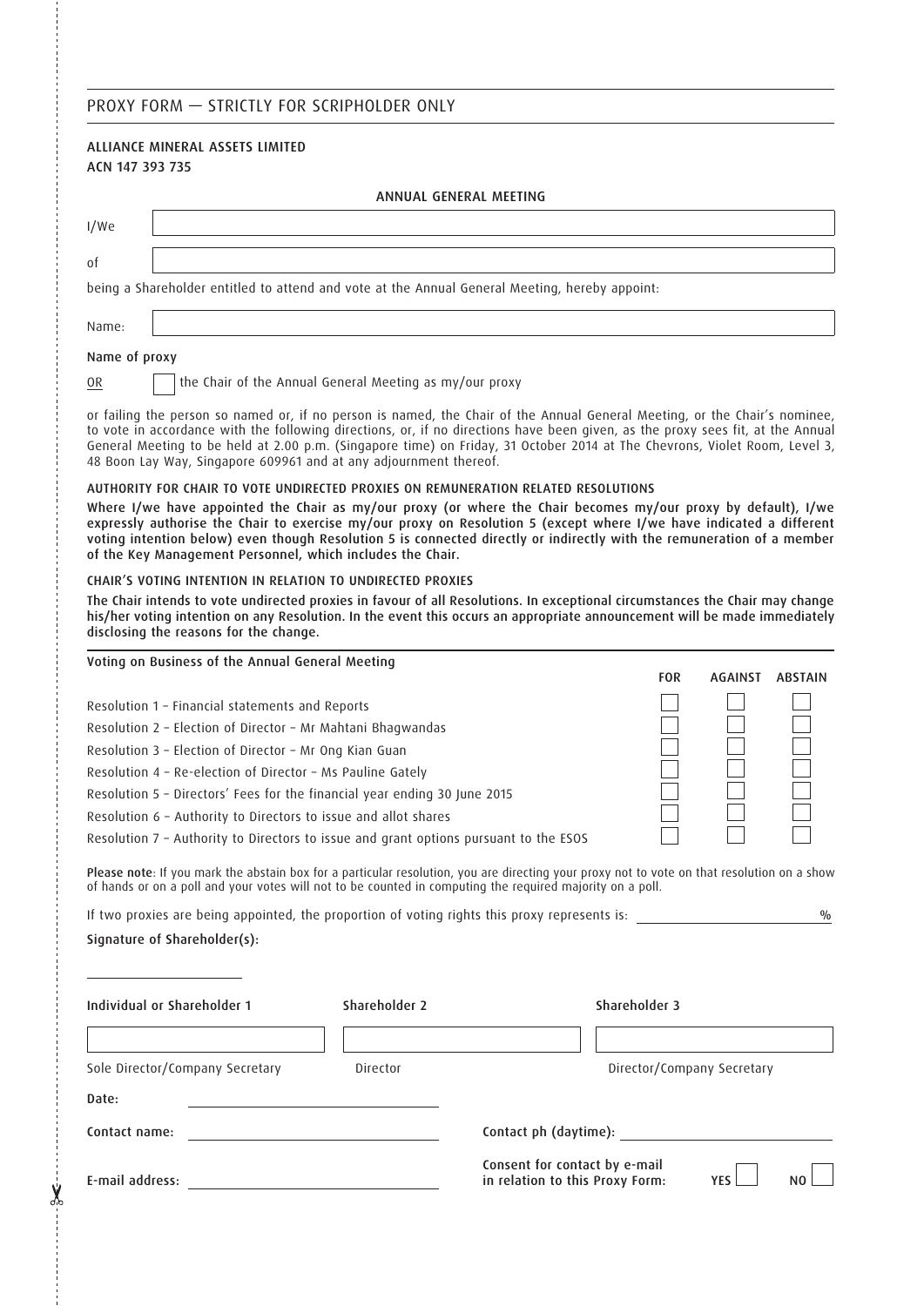## PROXY FORM — STRICTLY FOR SCRIPHOLDER ONLY

**ALLIANCE MINERAL ASSETS LIMITED**
**ACN 147 393 735**

### ANNUAL GENERAL MEETING

I/We ______________________________

of ______________________________

being a Shareholder entitled to attend and vote at the Annual General Meeting, hereby appoint:

Name: ______________________________

Name of proxy

OR ☐ the Chair of the Annual General Meeting as my/our proxy

or failing the person so named or, if no person is named, the Chair of the Annual General Meeting, or the Chair's nominee, to vote in accordance with the following directions, or, if no directions have been given, as the proxy sees fit, at the Annual General Meeting to be held at 2.00 p.m. (Singapore time) on Friday, 31 October 2014 at The Chevrons, Violet Room, Level 3, 48 Boon Lay Way, Singapore 609961 and at any adjournment thereof.

### AUTHORITY FOR CHAIR TO VOTE UNDIRECTED PROXIES ON REMUNERATION RELATED RESOLUTIONS

**Where I/we have appointed the Chair as my/our proxy (or where the Chair becomes my/our proxy by default), I/we expressly authorise the Chair to exercise my/our proxy on Resolution 5 (except where I/we have indicated a different voting intention below) even though Resolution 5 is connected directly or indirectly with the remuneration of a member of the Key Management Personnel, which includes the Chair.**

### CHAIR'S VOTING INTENTION IN RELATION TO UNDIRECTED PROXIES

**The Chair intends to vote undirected proxies in favour of all Resolutions. In exceptional circumstances the Chair may change his/her voting intention on any Resolution. In the event this occurs an appropriate announcement will be made immediately disclosing the reasons for the change.**

### Voting on Business of the Annual General Meeting

| | FOR | AGAINST | ABSTAIN |
|---|---|---|---|
| Resolution 1 – Financial statements and Reports | ☐ | ☐ | ☐ |
| Resolution 2 – Election of Director – Mr Mahtani Bhagwandas | ☐ | ☐ | ☐ |
| Resolution 3 – Election of Director – Mr Ong Kian Guan | ☐ | ☐ | ☐ |
| Resolution 4 – Re-election of Director – Ms Pauline Gately | ☐ | ☐ | ☐ |
| Resolution 5 – Directors' Fees for the financial year ending 30 June 2015 | ☐ | ☐ | ☐ |
| Resolution 6 – Authority to Directors to issue and allot shares | ☐ | ☐ | ☐ |
| Resolution 7 – Authority to Directors to issue and grant options pursuant to the ESOS | ☐ | ☐ | ☐ |

**Please note**: If you mark the abstain box for a particular resolution, you are directing your proxy not to vote on that resolution on a show of hands or on a poll and your votes will not to be counted in computing the required majority on a poll.

If two proxies are being appointed, the proportion of voting rights this proxy represents is: ______________ %

**Signature of Shareholder(s):**

| Individual or Shareholder 1 | Shareholder 2 | Shareholder 3 |
|---|---|---|
| | | |
| Sole Director/Company Secretary | Director | Director/Company Secretary |

**Date:** ______________________________

**Contact name:** ______________________________ **Contact ph (daytime):** ______________________________

**E-mail address:** ______________________________ **Consent for contact by e-mail in relation to this Proxy Form:** YES ☐ NO ☐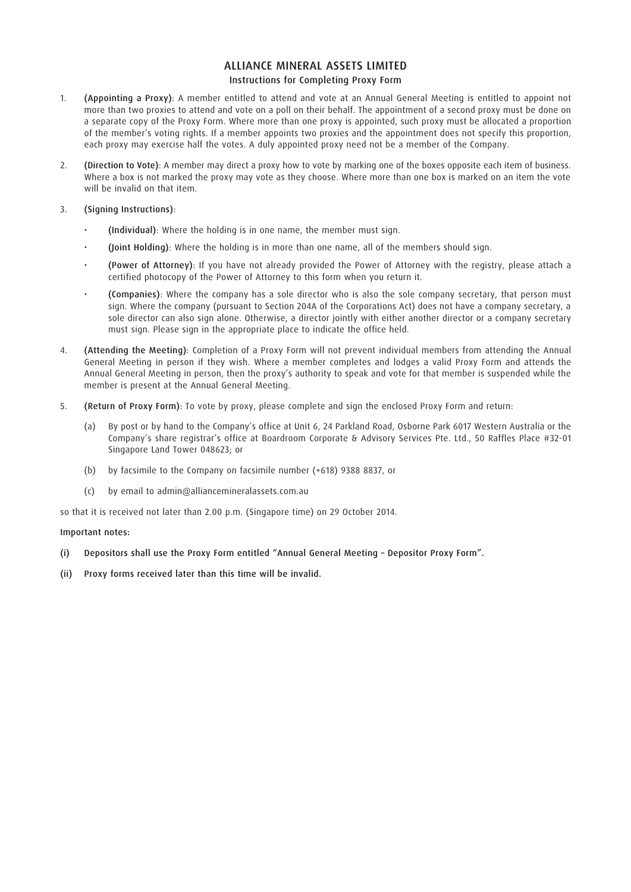# ALLIANCE MINERAL ASSETS LIMITED

## Instructions for Completing Proxy Form

1. **(Appointing a Proxy)**: A member entitled to attend and vote at an Annual General Meeting is entitled to appoint not more than two proxies to attend and vote on a poll on their behalf. The appointment of a second proxy must be done on a separate copy of the Proxy Form. Where more than one proxy is appointed, such proxy must be allocated a proportion of the member's voting rights. If a member appoints two proxies and the appointment does not specify this proportion, each proxy may exercise half the votes. A duly appointed proxy need not be a member of the Company.

2. **(Direction to Vote)**: A member may direct a proxy how to vote by marking one of the boxes opposite each item of business. Where a box is not marked the proxy may vote as they choose. Where more than one box is marked on an item the vote will be invalid on that item.

3. **(Signing Instructions)**:
   - **(Individual)**: Where the holding is in one name, the member must sign.
   - **(Joint Holding)**: Where the holding is in more than one name, all of the members should sign.
   - **(Power of Attorney)**: If you have not already provided the Power of Attorney with the registry, please attach a certified photocopy of the Power of Attorney to this form when you return it.
   - **(Companies)**: Where the company has a sole director who is also the sole company secretary, that person must sign. Where the company (pursuant to Section 204A of the Corporations Act) does not have a company secretary, a sole director can also sign alone. Otherwise, a director jointly with either another director or a company secretary must sign. Please sign in the appropriate place to indicate the office held.

4. **(Attending the Meeting)**: Completion of a Proxy Form will not prevent individual members from attending the Annual General Meeting in person if they wish. Where a member completes and lodges a valid Proxy Form and attends the Annual General Meeting in person, then the proxy's authority to speak and vote for that member is suspended while the member is present at the Annual General Meeting.

5. **(Return of Proxy Form)**: To vote by proxy, please complete and sign the enclosed Proxy Form and return:

   (a) By post or by hand to the Company's office at Unit 6, 24 Parkland Road, Osborne Park 6017 Western Australia or the Company's share registrar's office at Boardroom Corporate & Advisory Services Pte. Ltd., 50 Raffles Place #32-01 Singapore Land Tower 048623; or

   (b) by facsimile to the Company on facsimile number (+618) 9388 8837, or

   (c) by email to admin@alliancemineralassets.com.au

so that it is received not later than 2.00 p.m. (Singapore time) on 29 October 2014.

**Important notes:**

**(i) Depositors shall use the Proxy Form entitled "Annual General Meeting – Depositor Proxy Form".**

**(ii) Proxy forms received later than this time will be invalid.**